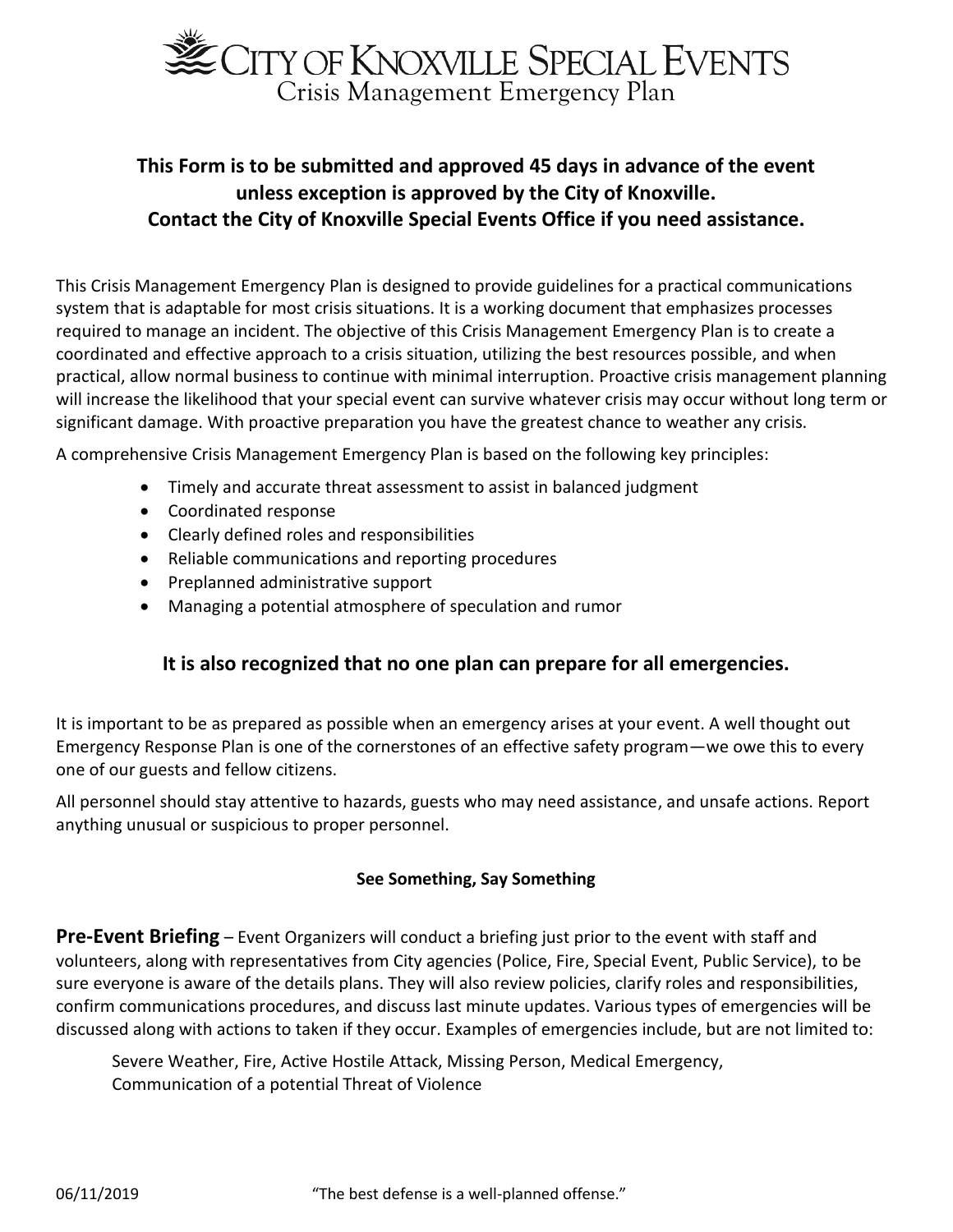# City of Knoxville Special Events

## Crisis Management Emergency Plan

**This Form is to be submitted and approved 45 days in advance of the event unless exception is approved by the City of Knoxville. Contact the City of Knoxville Special Events Office if you need assistance.**

This Crisis Management Emergency Plan is designed to provide guidelines for a practical communications system that is adaptable for most crisis situations. It is a working document that emphasizes processes required to manage an incident. The objective of this Crisis Management Emergency Plan is to create a coordinated and effective approach to a crisis situation, utilizing the best resources possible, and when practical, allow normal business to continue with minimal interruption. Proactive crisis management planning will increase the likelihood that your special event can survive whatever crisis may occur without long term or significant damage. With proactive preparation you have the greatest chance to weather any crisis.

A comprehensive Crisis Management Emergency Plan is based on the following key principles:

- Timely and accurate threat assessment to assist in balanced judgment
- Coordinated response
- Clearly defined roles and responsibilities
- Reliable communications and reporting procedures
- Preplanned administrative support
- Managing a potential atmosphere of speculation and rumor

**It is also recognized that no one plan can prepare for all emergencies.**

It is important to be as prepared as possible when an emergency arises at your event. A well thought out Emergency Response Plan is one of the cornerstones of an effective safety program—we owe this to every one of our guests and fellow citizens.

All personnel should stay attentive to hazards, guests who may need assistance, and unsafe actions. Report anything unusual or suspicious to proper personnel.

**See Something, Say Something**

**Pre-Event Briefing** – Event Organizers will conduct a briefing just prior to the event with staff and volunteers, along with representatives from City agencies (Police, Fire, Special Event, Public Service), to be sure everyone is aware of the details plans. They will also review policies, clarify roles and responsibilities, confirm communications procedures, and discuss last minute updates. Various types of emergencies will be discussed along with actions to taken if they occur. Examples of emergencies include, but are not limited to:

Severe Weather, Fire, Active Hostile Attack, Missing Person, Medical Emergency, Communication of a potential Threat of Violence

06/11/2019 "The best defense is a well-planned offense."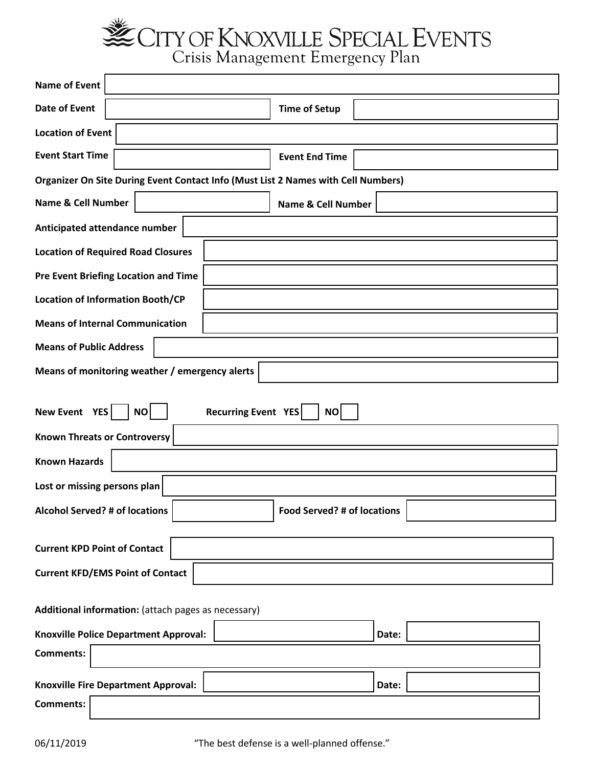# CITY OF KNOXVILLE SPECIAL EVENTS

## Crisis Management Emergency Plan

**Name of Event**

**Date of Event** | **Time of Setup**

**Location of Event**

**Event Start Time** | **Event End Time**

**Organizer On Site During Event Contact Info (Must List 2 Names with Cell Numbers)**

**Name & Cell Number** | **Name & Cell Number**

**Anticipated attendance number**

**Location of Required Road Closures**

**Pre Event Briefing Location and Time**

**Location of Information Booth/CP**

**Means of Internal Communication**

**Means of Public Address**

**Means of monitoring weather / emergency alerts**

**New Event YES** ☐ **NO** ☐ **Recurring Event YES** ☐ **NO** ☐

**Known Threats or Controversy**

**Known Hazards**

**Lost or missing persons plan**

**Alcohol Served? # of locations** | **Food Served? # of locations**

**Current KPD Point of Contact**

**Current KFD/EMS Point of Contact**

**Additional information:** (attach pages as necessary)

**Knoxville Police Department Approval:** | **Date:**

**Comments:**

**Knoxville Fire Department Approval:** | **Date:**

**Comments:**

06/11/2019 "The best defense is a well-planned offense."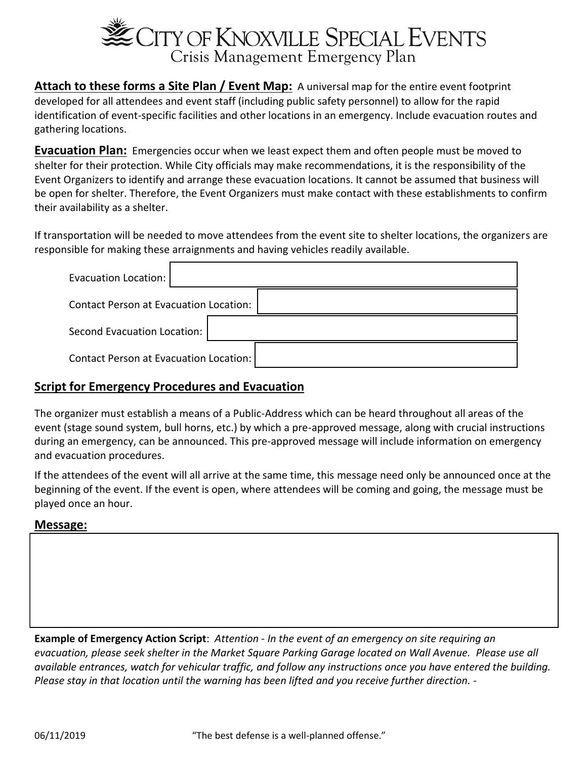# CITY OF KNOXVILLE SPECIAL EVENTS
## Crisis Management Emergency Plan

**Attach to these forms a Site Plan / Event Map:** A universal map for the entire event footprint developed for all attendees and event staff (including public safety personnel) to allow for the rapid identification of event-specific facilities and other locations in an emergency. Include evacuation routes and gathering locations.

**Evacuation Plan:** Emergencies occur when we least expect them and often people must be moved to shelter for their protection. While City officials may make recommendations, it is the responsibility of the Event Organizers to identify and arrange these evacuation locations. It cannot be assumed that business will be open for shelter. Therefore, the Event Organizers must make contact with these establishments to confirm their availability as a shelter.

If transportation will be needed to move attendees from the event site to shelter locations, the organizers are responsible for making these arraignments and having vehicles readily available.

Evacuation Location:

Contact Person at Evacuation Location:

Second Evacuation Location:

Contact Person at Evacuation Location:

## Script for Emergency Procedures and Evacuation

The organizer must establish a means of a Public-Address which can be heard throughout all areas of the event (stage sound system, bull horns, etc.) by which a pre-approved message, along with crucial instructions during an emergency, can be announced. This pre-approved message will include information on emergency and evacuation procedures.

If the attendees of the event will all arrive at the same time, this message need only be announced once at the beginning of the event. If the event is open, where attendees will be coming and going, the message must be played once an hour.

## Message:

**Example of Emergency Action Script**: *Attention - In the event of an emergency on site requiring an evacuation, please seek shelter in the Market Square Parking Garage located on Wall Avenue. Please use all available entrances, watch for vehicular traffic, and follow any instructions once you have entered the building. Please stay in that location until the warning has been lifted and you receive further direction. -*

06/11/2019 "The best defense is a well-planned offense."